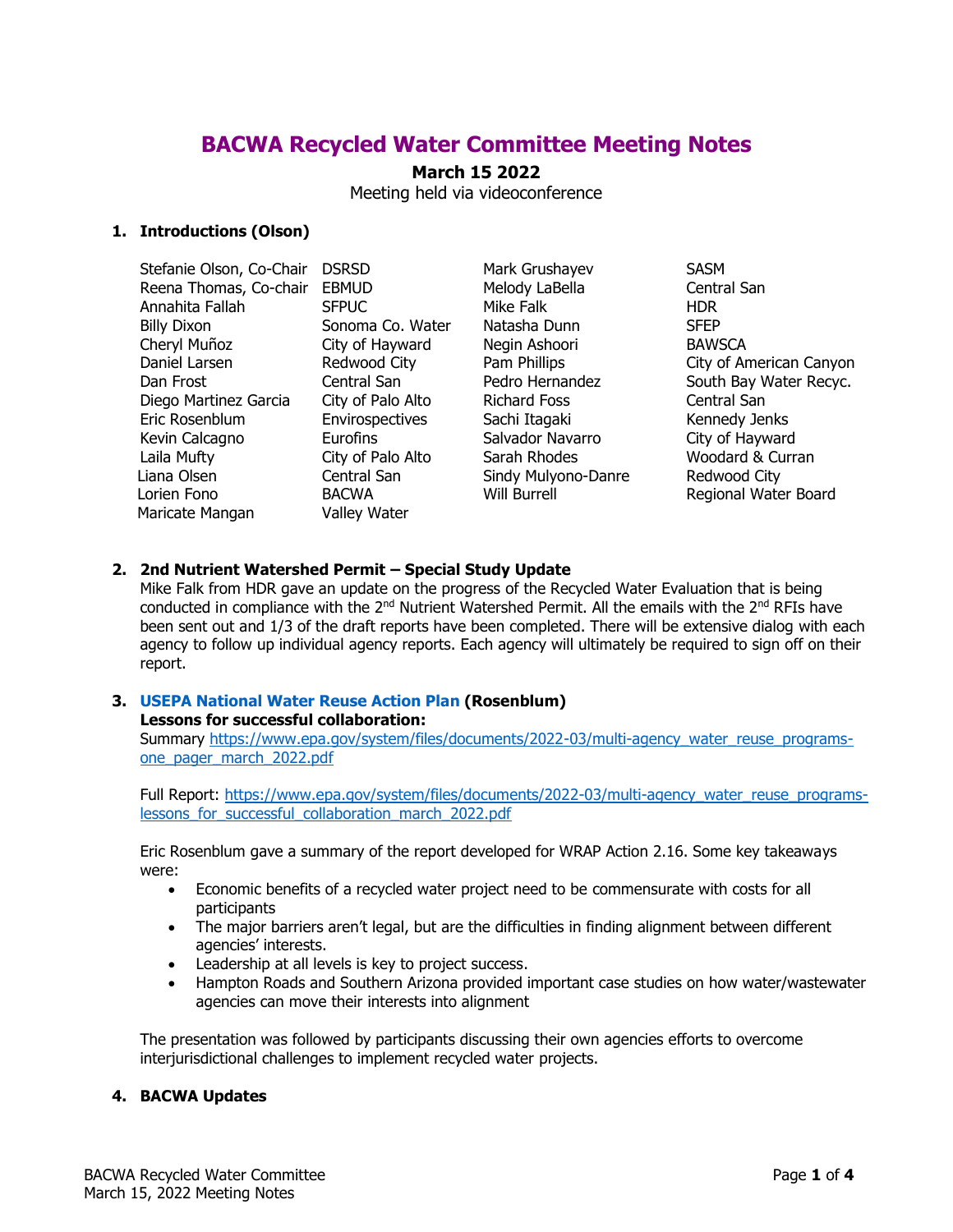# BACWA Recycled Water Committee Meeting Notes

**March 15 2022**

Meeting held via videoconference

## 1. Introductions (Olson)

| Name | Agency | Name | Agency |
|---|---|---|---|
| Stefanie Olson, Co-Chair | DSRSD | Mark Grushayev | SASM |
| Reena Thomas, Co-chair | EBMUD | Melody LaBella | Central San |
| Annahita Fallah | SFPUC | Mike Falk | HDR |
| Billy Dixon | Sonoma Co. Water | Natasha Dunn | SFEP |
| Cheryl Muñoz | City of Hayward | Negin Ashoori | BAWSCA |
| Daniel Larsen | Redwood City | Pam Phillips | City of American Canyon |
| Dan Frost | Central San | Pedro Hernandez | South Bay Water Recyc. |
| Diego Martinez Garcia | City of Palo Alto | Richard Foss | Central San |
| Eric Rosenblum | Envirospectives | Sachi Itagaki | Kennedy Jenks |
| Kevin Calcagno | Eurofins | Salvador Navarro | City of Hayward |
| Laila Mufty | City of Palo Alto | Sarah Rhodes | Woodard & Curran |
| Liana Olsen | Central San | Sindy Mulyono-Danre | Redwood City |
| Lorien Fono | BACWA | Will Burrell | Regional Water Board |
| Maricate Mangan | Valley Water | | |

## 2. 2nd Nutrient Watershed Permit – Special Study Update

Mike Falk from HDR gave an update on the progress of the Recycled Water Evaluation that is being conducted in compliance with the 2nd Nutrient Watershed Permit. All the emails with the 2nd RFIs have been sent out and 1/3 of the draft reports have been completed. There will be extensive dialog with each agency to follow up individual agency reports. Each agency will ultimately be required to sign off on their report.

## 3. USEPA National Water Reuse Action Plan (Rosenblum)

**Lessons for successful collaboration:**

Summary https://www.epa.gov/system/files/documents/2022-03/multi-agency_water_reuse_programs-one_pager_march_2022.pdf

Full Report: https://www.epa.gov/system/files/documents/2022-03/multi-agency_water_reuse_programs-lessons_for_successful_collaboration_march_2022.pdf

Eric Rosenblum gave a summary of the report developed for WRAP Action 2.16. Some key takeaways were:

- Economic benefits of a recycled water project need to be commensurate with costs for all participants
- The major barriers aren't legal, but are the difficulties in finding alignment between different agencies' interests.
- Leadership at all levels is key to project success.
- Hampton Roads and Southern Arizona provided important case studies on how water/wastewater agencies can move their interests into alignment

The presentation was followed by participants discussing their own agencies efforts to overcome interjurisdictional challenges to implement recycled water projects.

## 4. BACWA Updates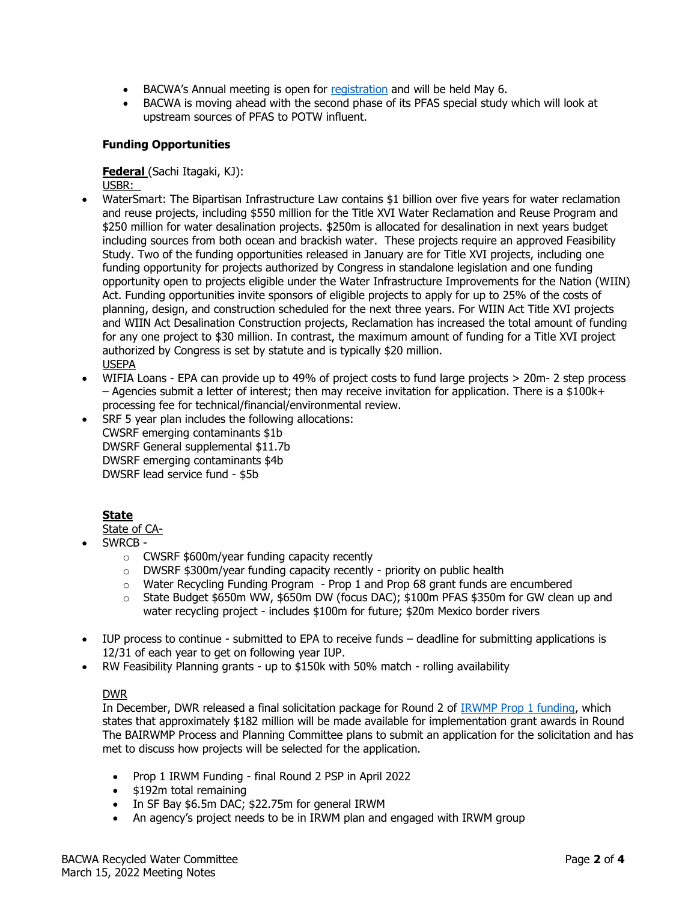- BACWA's Annual meeting is open for [registration](registration) and will be held May 6.
- BACWA is moving ahead with the second phase of its PFAS special study which will look at upstream sources of PFAS to POTW influent.

**Funding Opportunities**

**Federal** (Sachi Itagaki, KJ):

USBR:

- WaterSmart: The Bipartisan Infrastructure Law contains $1 billion over five years for water reclamation and reuse projects, including $550 million for the Title XVI Water Reclamation and Reuse Program and $250 million for water desalination projects. $250m is allocated for desalination in next years budget including sources from both ocean and brackish water. These projects require an approved Feasibility Study. Two of the funding opportunities released in January are for Title XVI projects, including one funding opportunity for projects authorized by Congress in standalone legislation and one funding opportunity open to projects eligible under the Water Infrastructure Improvements for the Nation (WIIN) Act. Funding opportunities invite sponsors of eligible projects to apply for up to 25% of the costs of planning, design, and construction scheduled for the next three years. For WIIN Act Title XVI projects and WIIN Act Desalination Construction projects, Reclamation has increased the total amount of funding for any one project to $30 million. In contrast, the maximum amount of funding for a Title XVI project authorized by Congress is set by statute and is typically $20 million.

USEPA

- WIFIA Loans - EPA can provide up to 49% of project costs to fund large projects > 20m- 2 step process – Agencies submit a letter of interest; then may receive invitation for application. There is a $100k+ processing fee for technical/financial/environmental review.
- SRF 5 year plan includes the following allocations:
  CWSRF emerging contaminants $1b
  DWSRF General supplemental $11.7b
  DWSRF emerging contaminants $4b
  DWSRF lead service fund - $5b

**State**

State of CA-

- SWRCB -
  - CWSRF $600m/year funding capacity recently
  - DWSRF $300m/year funding capacity recently - priority on public health
  - Water Recycling Funding Program - Prop 1 and Prop 68 grant funds are encumbered
  - State Budget $650m WW, $650m DW (focus DAC); $100m PFAS $350m for GW clean up and water recycling project - includes $100m for future; $20m Mexico border rivers
- IUP process to continue - submitted to EPA to receive funds – deadline for submitting applications is 12/31 of each year to get on following year IUP.
- RW Feasibility Planning grants - up to $150k with 50% match - rolling availability

DWR

In December, DWR released a final solicitation package for Round 2 of [IRWMP Prop 1 funding](IRWMP Prop 1 funding), which states that approximately $182 million will be made available for implementation grant awards in Round The BAIRWMP Process and Planning Committee plans to submit an application for the solicitation and has met to discuss how projects will be selected for the application.

- Prop 1 IRWM Funding - final Round 2 PSP in April 2022
- $192m total remaining
- In SF Bay $6.5m DAC; $22.75m for general IRWM
- An agency's project needs to be in IRWM plan and engaged with IRWM group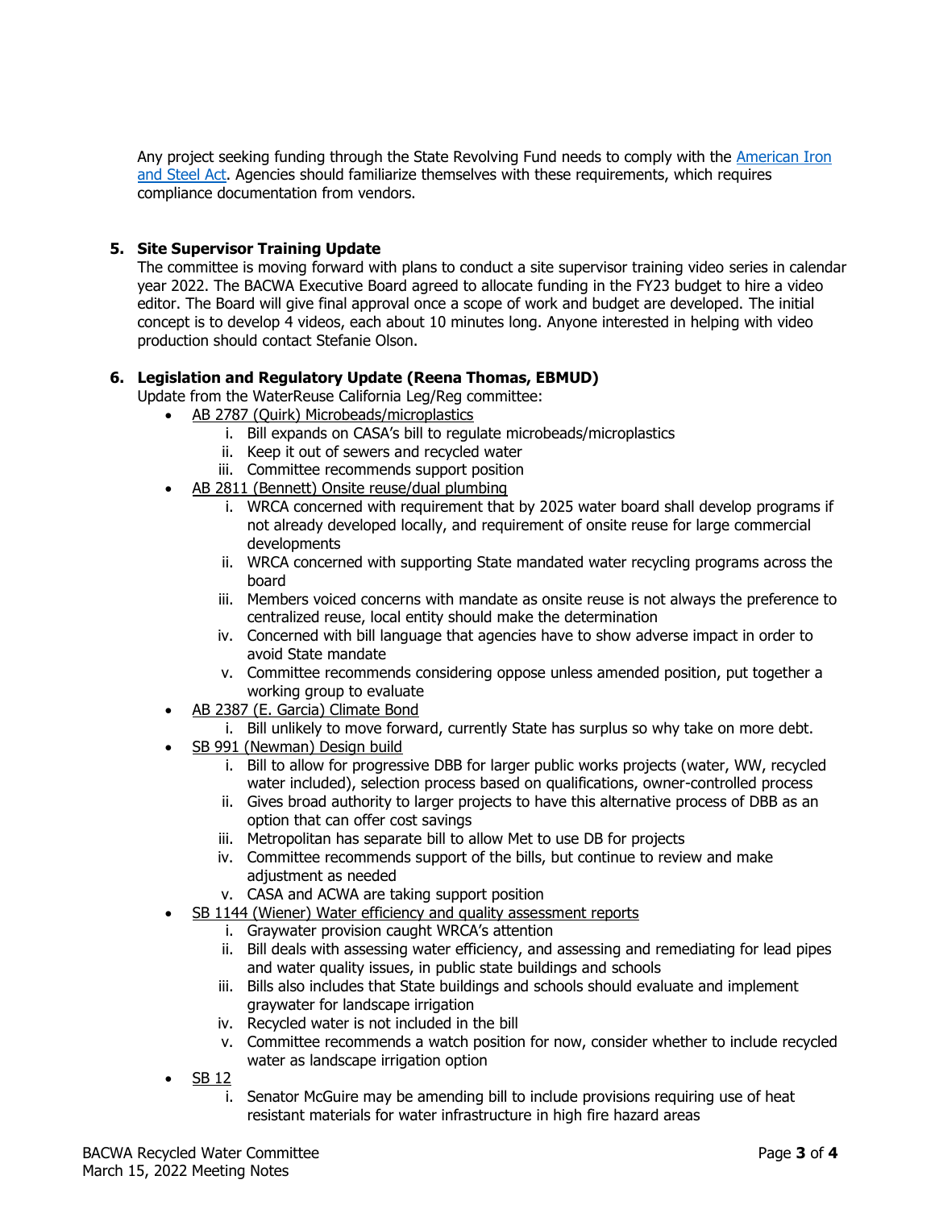Any project seeking funding through the State Revolving Fund needs to comply with the [American Iron and Steel Act](). Agencies should familiarize themselves with these requirements, which requires compliance documentation from vendors.

5. **Site Supervisor Training Update**

   The committee is moving forward with plans to conduct a site supervisor training video series in calendar year 2022. The BACWA Executive Board agreed to allocate funding in the FY23 budget to hire a video editor. The Board will give final approval once a scope of work and budget are developed. The initial concept is to develop 4 videos, each about 10 minutes long. Anyone interested in helping with video production should contact Stefanie Olson.

6. **Legislation and Regulatory Update (Reena Thomas, EBMUD)**

   Update from the WaterReuse California Leg/Reg committee:

   - AB 2787 (Quirk) Microbeads/microplastics
     - i. Bill expands on CASA's bill to regulate microbeads/microplastics
     - ii. Keep it out of sewers and recycled water
     - iii. Committee recommends support position
   - AB 2811 (Bennett) Onsite reuse/dual plumbing
     - i. WRCA concerned with requirement that by 2025 water board shall develop programs if not already developed locally, and requirement of onsite reuse for large commercial developments
     - ii. WRCA concerned with supporting State mandated water recycling programs across the board
     - iii. Members voiced concerns with mandate as onsite reuse is not always the preference to centralized reuse, local entity should make the determination
     - iv. Concerned with bill language that agencies have to show adverse impact in order to avoid State mandate
     - v. Committee recommends considering oppose unless amended position, put together a working group to evaluate
   - AB 2387 (E. Garcia) Climate Bond
     - i. Bill unlikely to move forward, currently State has surplus so why take on more debt.
   - SB 991 (Newman) Design build
     - i. Bill to allow for progressive DBB for larger public works projects (water, WW, recycled water included), selection process based on qualifications, owner-controlled process
     - ii. Gives broad authority to larger projects to have this alternative process of DBB as an option that can offer cost savings
     - iii. Metropolitan has separate bill to allow Met to use DB for projects
     - iv. Committee recommends support of the bills, but continue to review and make adjustment as needed
     - v. CASA and ACWA are taking support position
   - SB 1144 (Wiener) Water efficiency and quality assessment reports
     - i. Graywater provision caught WRCA's attention
     - ii. Bill deals with assessing water efficiency, and assessing and remediating for lead pipes and water quality issues, in public state buildings and schools
     - iii. Bills also includes that State buildings and schools should evaluate and implement graywater for landscape irrigation
     - iv. Recycled water is not included in the bill
     - v. Committee recommends a watch position for now, consider whether to include recycled water as landscape irrigation option
   - SB 12
     - i. Senator McGuire may be amending bill to include provisions requiring use of heat resistant materials for water infrastructure in high fire hazard areas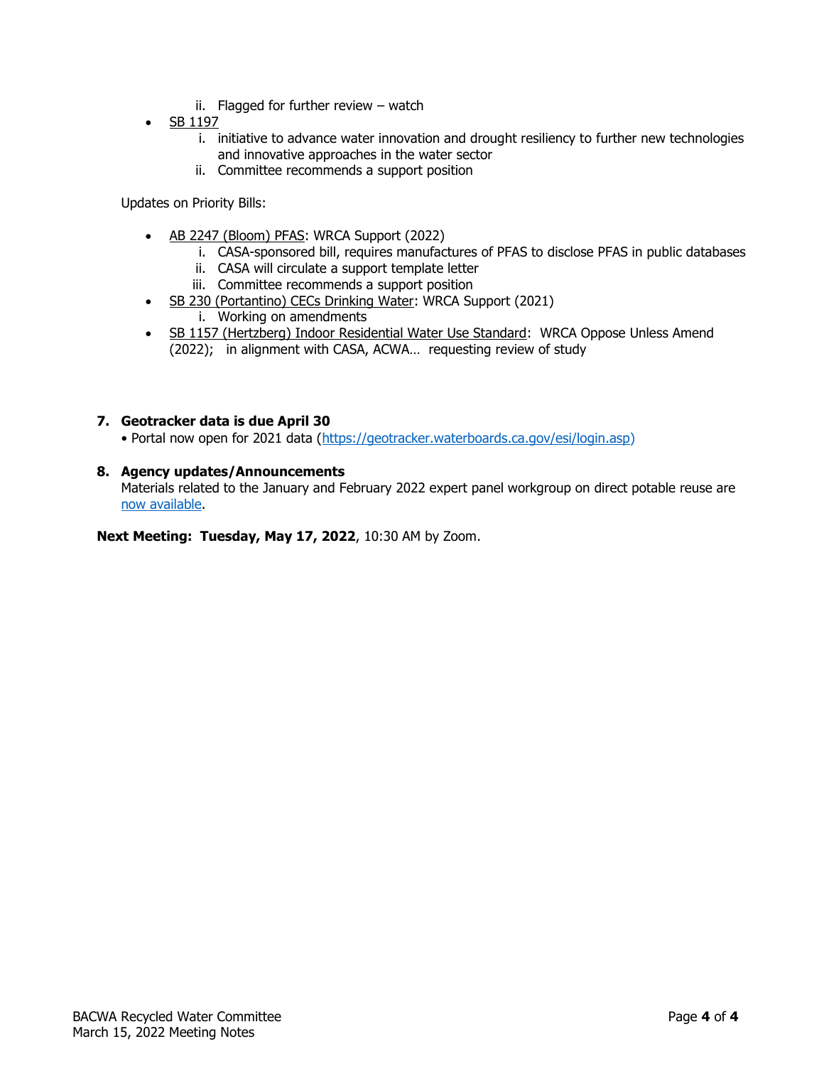ii. Flagged for further review – watch

- SB 1197
   i. initiative to advance water innovation and drought resiliency to further new technologies and innovative approaches in the water sector
   ii. Committee recommends a support position

Updates on Priority Bills:

- AB 2247 (Bloom) PFAS: WRCA Support (2022)
   i. CASA-sponsored bill, requires manufactures of PFAS to disclose PFAS in public databases
   ii. CASA will circulate a support template letter
   iii. Committee recommends a support position
- SB 230 (Portantino) CECs Drinking Water: WRCA Support (2021)
   i. Working on amendments
- SB 1157 (Hertzberg) Indoor Residential Water Use Standard: WRCA Oppose Unless Amend (2022); in alignment with CASA, ACWA… requesting review of study

**7. Geotracker data is due April 30**

• Portal now open for 2021 data (https://geotracker.waterboards.ca.gov/esi/login.asp)

**8. Agency updates/Announcements**

Materials related to the January and February 2022 expert panel workgroup on direct potable reuse are now available.

**Next Meeting: Tuesday, May 17, 2022**, 10:30 AM by Zoom.